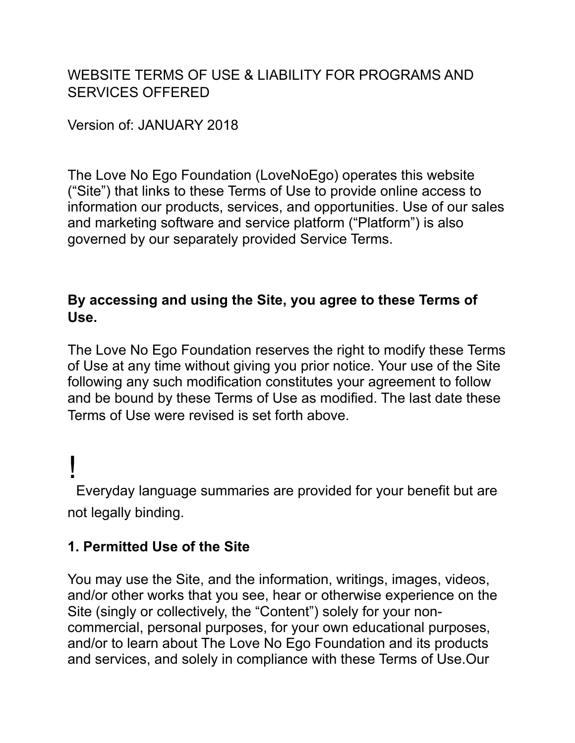WEBSITE TERMS OF USE & LIABILITY FOR PROGRAMS AND SERVICES OFFERED

Version of: JANUARY 2018

The Love No Ego Foundation (LoveNoEgo) operates this website ("Site") that links to these Terms of Use to provide online access to information our products, services, and opportunities. Use of our sales and marketing software and service platform ("Platform") is also governed by our separately provided Service Terms.

**By accessing and using the Site, you agree to these Terms of Use.**

The Love No Ego Foundation reserves the right to modify these Terms of Use at any time without giving you prior notice. Your use of the Site following any such modification constitutes your agreement to follow and be bound by these Terms of Use as modified. The last date these Terms of Use were revised is set forth above.

!

Everyday language summaries are provided for your benefit but are not legally binding.

**1. Permitted Use of the Site**

You may use the Site, and the information, writings, images, videos, and/or other works that you see, hear or otherwise experience on the Site (singly or collectively, the "Content") solely for your non-commercial, personal purposes, for your own educational purposes, and/or to learn about The Love No Ego Foundation and its products and services, and solely in compliance with these Terms of Use.Our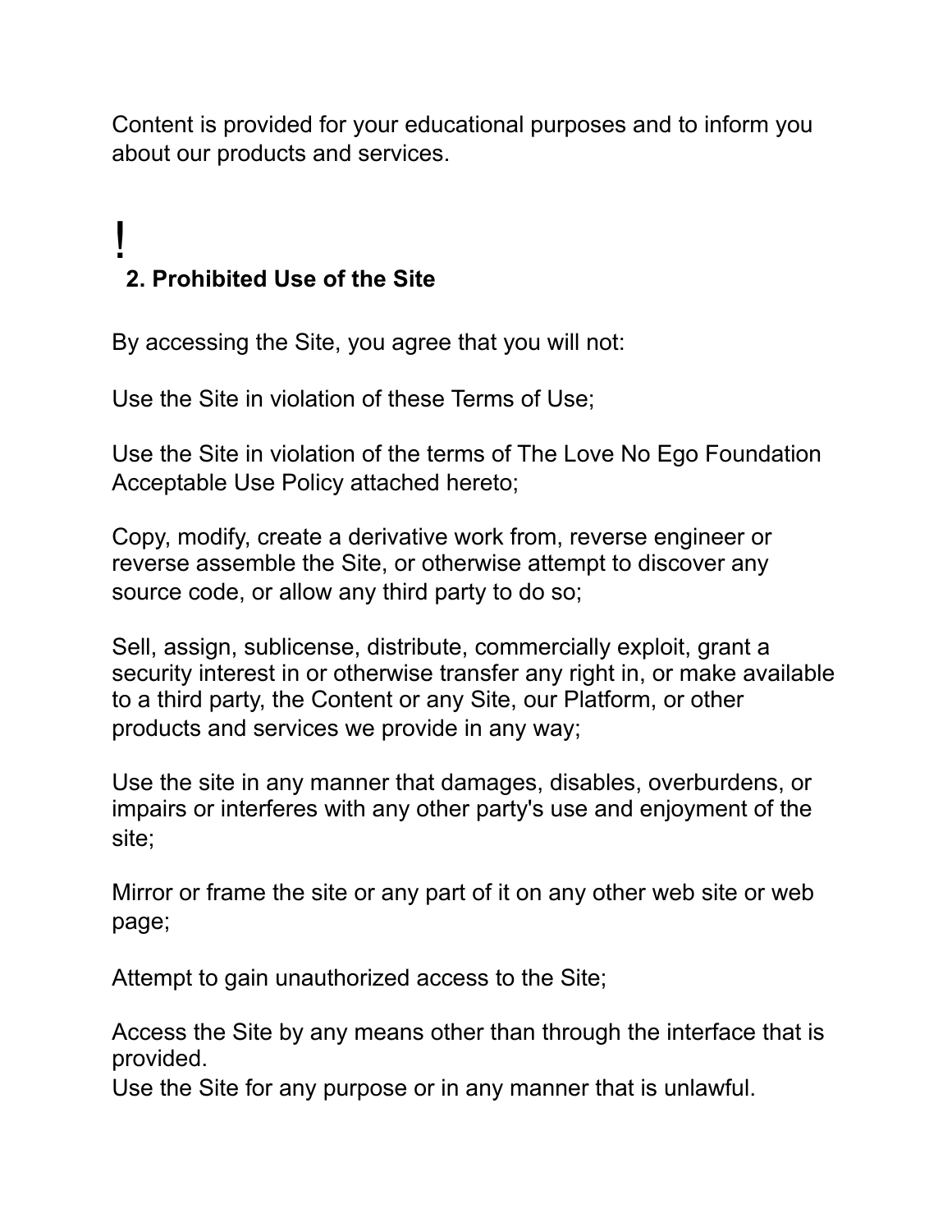Content is provided for your educational purposes and to inform you about our products and services.

!

## 2. Prohibited Use of the Site

By accessing the Site, you agree that you will not:

Use the Site in violation of these Terms of Use;

Use the Site in violation of the terms of The Love No Ego Foundation Acceptable Use Policy attached hereto;

Copy, modify, create a derivative work from, reverse engineer or reverse assemble the Site, or otherwise attempt to discover any source code, or allow any third party to do so;

Sell, assign, sublicense, distribute, commercially exploit, grant a security interest in or otherwise transfer any right in, or make available to a third party, the Content or any Site, our Platform, or other products and services we provide in any way;

Use the site in any manner that damages, disables, overburdens, or impairs or interferes with any other party's use and enjoyment of the site;

Mirror or frame the site or any part of it on any other web site or web page;

Attempt to gain unauthorized access to the Site;

Access the Site by any means other than through the interface that is provided.
Use the Site for any purpose or in any manner that is unlawful.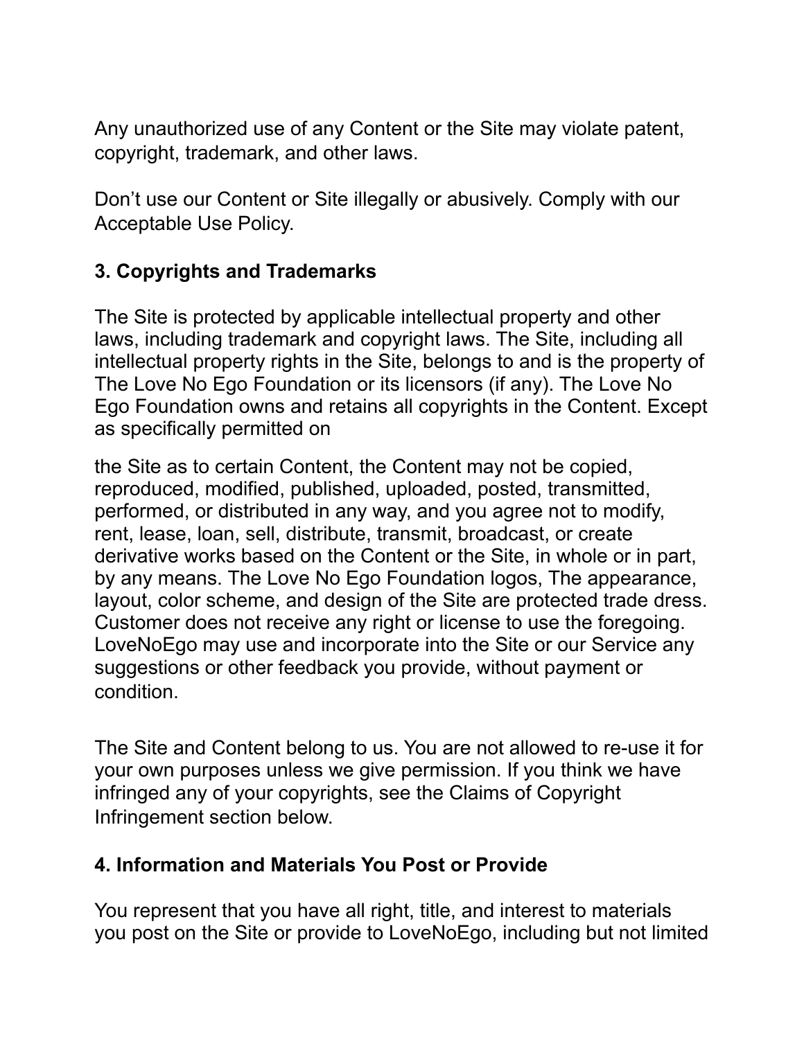Any unauthorized use of any Content or the Site may violate patent, copyright, trademark, and other laws.

Don’t use our Content or Site illegally or abusively. Comply with our Acceptable Use Policy.

### 3. Copyrights and Trademarks

The Site is protected by applicable intellectual property and other laws, including trademark and copyright laws. The Site, including all intellectual property rights in the Site, belongs to and is the property of The Love No Ego Foundation or its licensors (if any). The Love No Ego Foundation owns and retains all copyrights in the Content. Except as specifically permitted on

the Site as to certain Content, the Content may not be copied, reproduced, modified, published, uploaded, posted, transmitted, performed, or distributed in any way, and you agree not to modify, rent, lease, loan, sell, distribute, transmit, broadcast, or create derivative works based on the Content or the Site, in whole or in part, by any means. The Love No Ego Foundation logos, The appearance, layout, color scheme, and design of the Site are protected trade dress. Customer does not receive any right or license to use the foregoing. LoveNoEgo may use and incorporate into the Site or our Service any suggestions or other feedback you provide, without payment or condition.

The Site and Content belong to us. You are not allowed to re-use it for your own purposes unless we give permission. If you think we have infringed any of your copyrights, see the Claims of Copyright Infringement section below.

### 4. Information and Materials You Post or Provide

You represent that you have all right, title, and interest to materials you post on the Site or provide to LoveNoEgo, including but not limited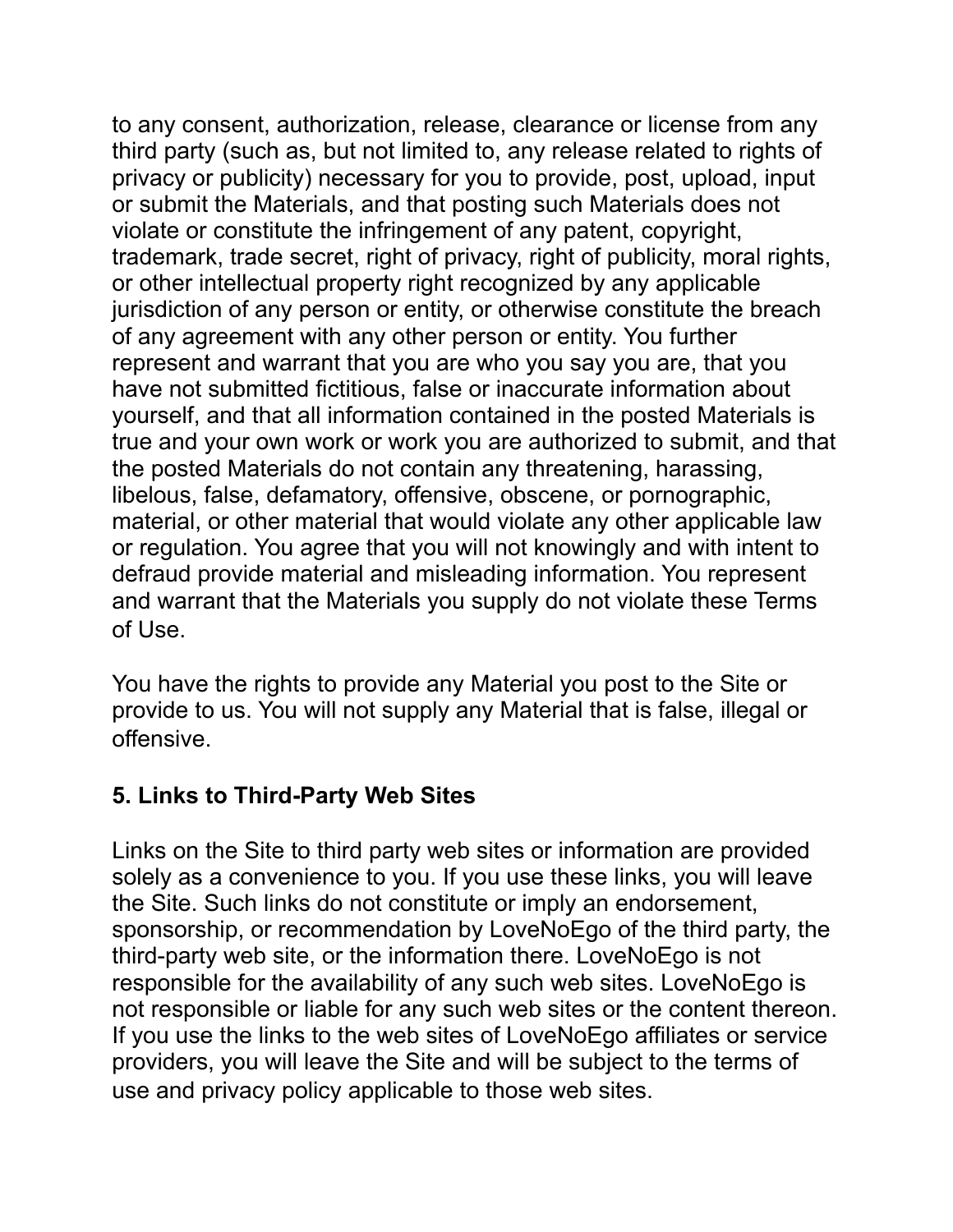to any consent, authorization, release, clearance or license from any third party (such as, but not limited to, any release related to rights of privacy or publicity) necessary for you to provide, post, upload, input or submit the Materials, and that posting such Materials does not violate or constitute the infringement of any patent, copyright, trademark, trade secret, right of privacy, right of publicity, moral rights, or other intellectual property right recognized by any applicable jurisdiction of any person or entity, or otherwise constitute the breach of any agreement with any other person or entity. You further represent and warrant that you are who you say you are, that you have not submitted fictitious, false or inaccurate information about yourself, and that all information contained in the posted Materials is true and your own work or work you are authorized to submit, and that the posted Materials do not contain any threatening, harassing, libelous, false, defamatory, offensive, obscene, or pornographic, material, or other material that would violate any other applicable law or regulation. You agree that you will not knowingly and with intent to defraud provide material and misleading information. You represent and warrant that the Materials you supply do not violate these Terms of Use.

You have the rights to provide any Material you post to the Site or provide to us. You will not supply any Material that is false, illegal or offensive.

## 5. Links to Third-Party Web Sites

Links on the Site to third party web sites or information are provided solely as a convenience to you. If you use these links, you will leave the Site. Such links do not constitute or imply an endorsement, sponsorship, or recommendation by LoveNoEgo of the third party, the third-party web site, or the information there. LoveNoEgo is not responsible for the availability of any such web sites. LoveNoEgo is not responsible or liable for any such web sites or the content thereon. If you use the links to the web sites of LoveNoEgo affiliates or service providers, you will leave the Site and will be subject to the terms of use and privacy policy applicable to those web sites.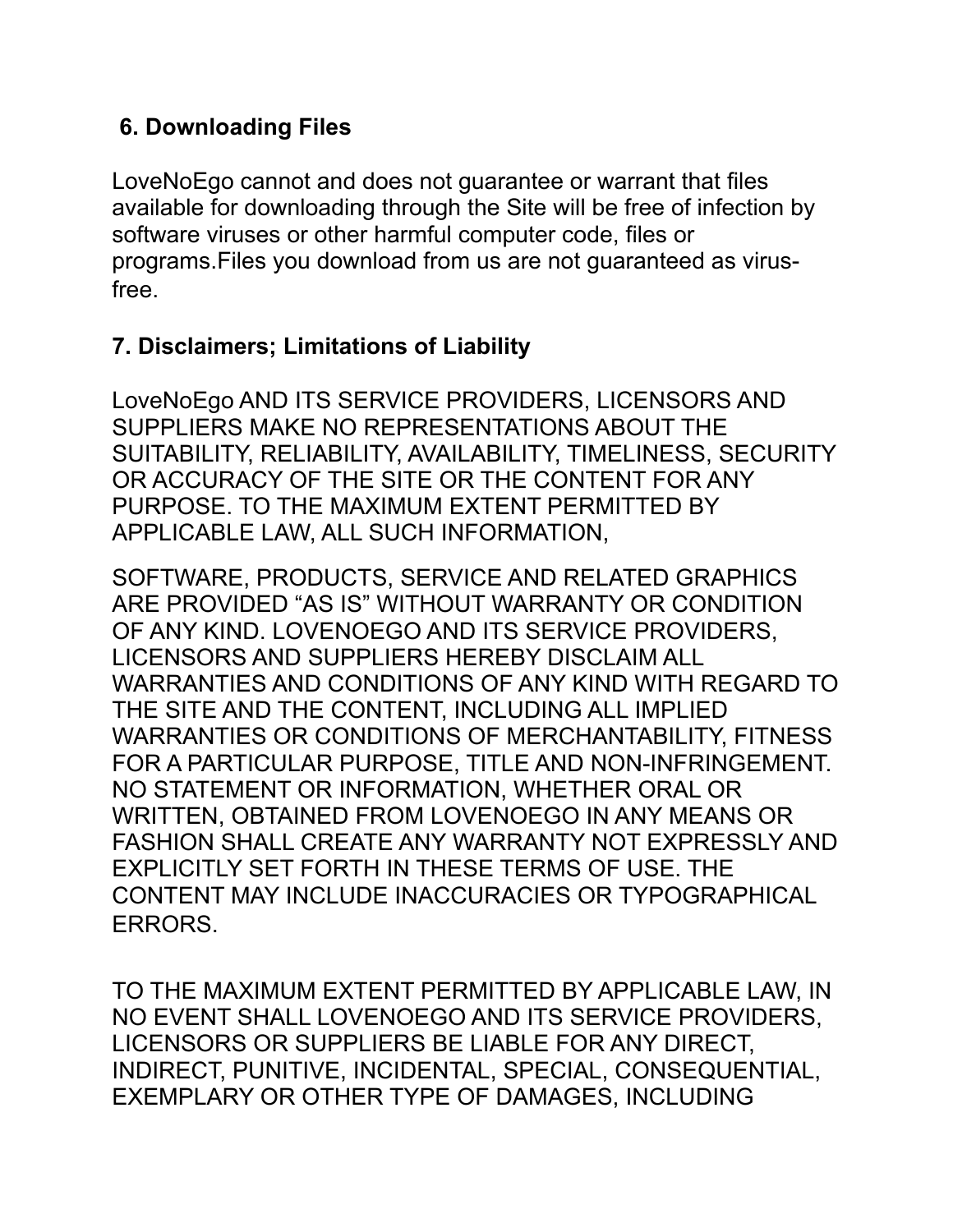## 6. Downloading Files

LoveNoEgo cannot and does not guarantee or warrant that files available for downloading through the Site will be free of infection by software viruses or other harmful computer code, files or programs.Files you download from us are not guaranteed as virus-free.

## 7. Disclaimers; Limitations of Liability

LoveNoEgo AND ITS SERVICE PROVIDERS, LICENSORS AND SUPPLIERS MAKE NO REPRESENTATIONS ABOUT THE SUITABILITY, RELIABILITY, AVAILABILITY, TIMELINESS, SECURITY OR ACCURACY OF THE SITE OR THE CONTENT FOR ANY PURPOSE. TO THE MAXIMUM EXTENT PERMITTED BY APPLICABLE LAW, ALL SUCH INFORMATION,

SOFTWARE, PRODUCTS, SERVICE AND RELATED GRAPHICS ARE PROVIDED "AS IS" WITHOUT WARRANTY OR CONDITION OF ANY KIND. LOVENOEGO AND ITS SERVICE PROVIDERS, LICENSORS AND SUPPLIERS HEREBY DISCLAIM ALL WARRANTIES AND CONDITIONS OF ANY KIND WITH REGARD TO THE SITE AND THE CONTENT, INCLUDING ALL IMPLIED WARRANTIES OR CONDITIONS OF MERCHANTABILITY, FITNESS FOR A PARTICULAR PURPOSE, TITLE AND NON-INFRINGEMENT. NO STATEMENT OR INFORMATION, WHETHER ORAL OR WRITTEN, OBTAINED FROM LOVENOEGO IN ANY MEANS OR FASHION SHALL CREATE ANY WARRANTY NOT EXPRESSLY AND EXPLICITLY SET FORTH IN THESE TERMS OF USE. THE CONTENT MAY INCLUDE INACCURACIES OR TYPOGRAPHICAL ERRORS.

TO THE MAXIMUM EXTENT PERMITTED BY APPLICABLE LAW, IN NO EVENT SHALL LOVENOEGO AND ITS SERVICE PROVIDERS, LICENSORS OR SUPPLIERS BE LIABLE FOR ANY DIRECT, INDIRECT, PUNITIVE, INCIDENTAL, SPECIAL, CONSEQUENTIAL, EXEMPLARY OR OTHER TYPE OF DAMAGES, INCLUDING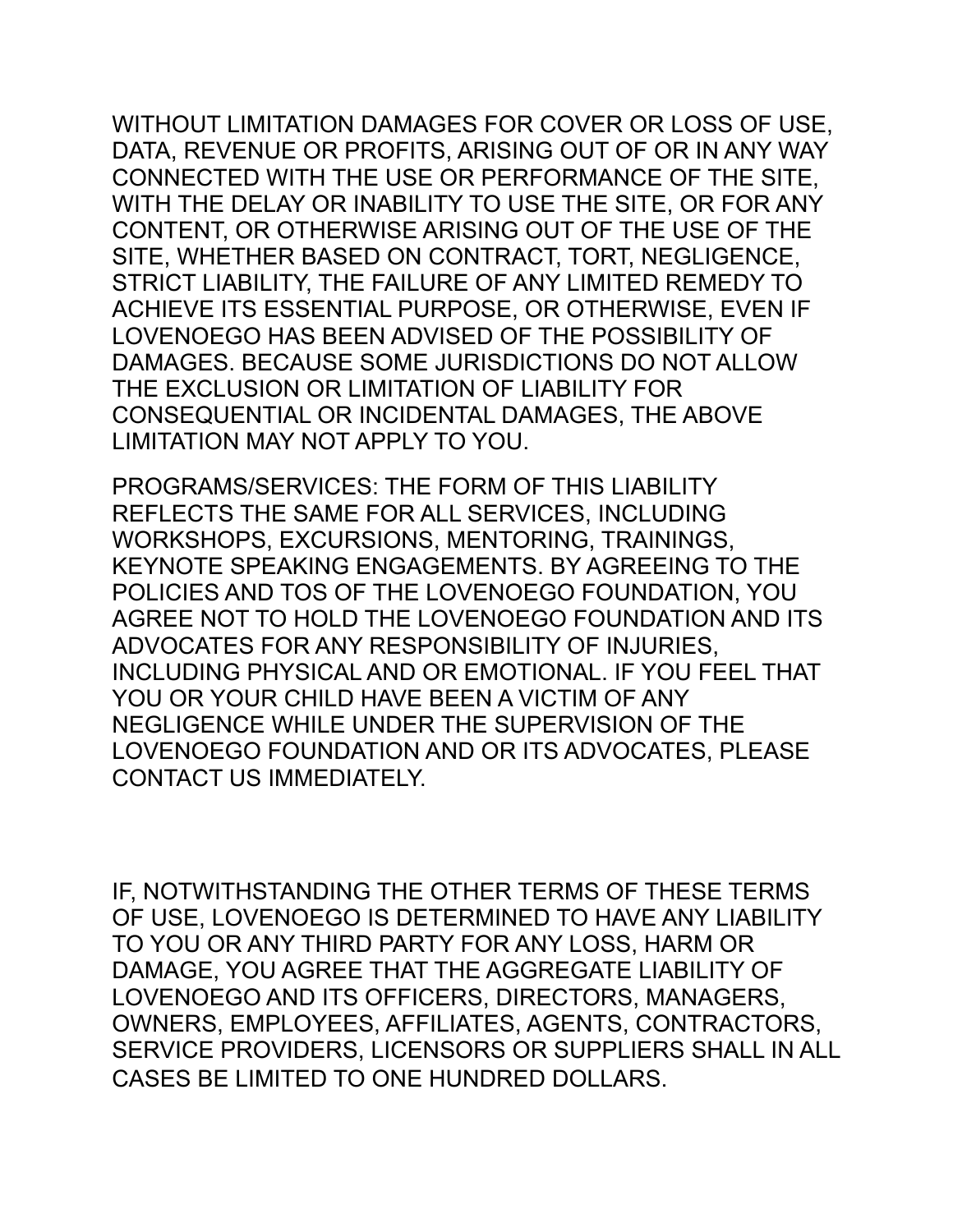WITHOUT LIMITATION DAMAGES FOR COVER OR LOSS OF USE, DATA, REVENUE OR PROFITS, ARISING OUT OF OR IN ANY WAY CONNECTED WITH THE USE OR PERFORMANCE OF THE SITE, WITH THE DELAY OR INABILITY TO USE THE SITE, OR FOR ANY CONTENT, OR OTHERWISE ARISING OUT OF THE USE OF THE SITE, WHETHER BASED ON CONTRACT, TORT, NEGLIGENCE, STRICT LIABILITY, THE FAILURE OF ANY LIMITED REMEDY TO ACHIEVE ITS ESSENTIAL PURPOSE, OR OTHERWISE, EVEN IF LOVENOEGO HAS BEEN ADVISED OF THE POSSIBILITY OF DAMAGES. BECAUSE SOME JURISDICTIONS DO NOT ALLOW THE EXCLUSION OR LIMITATION OF LIABILITY FOR CONSEQUENTIAL OR INCIDENTAL DAMAGES, THE ABOVE LIMITATION MAY NOT APPLY TO YOU.

PROGRAMS/SERVICES: THE FORM OF THIS LIABILITY REFLECTS THE SAME FOR ALL SERVICES, INCLUDING WORKSHOPS, EXCURSIONS, MENTORING, TRAININGS, KEYNOTE SPEAKING ENGAGEMENTS. BY AGREEING TO THE POLICIES AND TOS OF THE LOVENOEGO FOUNDATION, YOU AGREE NOT TO HOLD THE LOVENOEGO FOUNDATION AND ITS ADVOCATES FOR ANY RESPONSIBILITY OF INJURIES, INCLUDING PHYSICAL AND OR EMOTIONAL. IF YOU FEEL THAT YOU OR YOUR CHILD HAVE BEEN A VICTIM OF ANY NEGLIGENCE WHILE UNDER THE SUPERVISION OF THE LOVENOEGO FOUNDATION AND OR ITS ADVOCATES, PLEASE CONTACT US IMMEDIATELY.

IF, NOTWITHSTANDING THE OTHER TERMS OF THESE TERMS OF USE, LOVENOEGO IS DETERMINED TO HAVE ANY LIABILITY TO YOU OR ANY THIRD PARTY FOR ANY LOSS, HARM OR DAMAGE, YOU AGREE THAT THE AGGREGATE LIABILITY OF LOVENOEGO AND ITS OFFICERS, DIRECTORS, MANAGERS, OWNERS, EMPLOYEES, AFFILIATES, AGENTS, CONTRACTORS, SERVICE PROVIDERS, LICENSORS OR SUPPLIERS SHALL IN ALL CASES BE LIMITED TO ONE HUNDRED DOLLARS.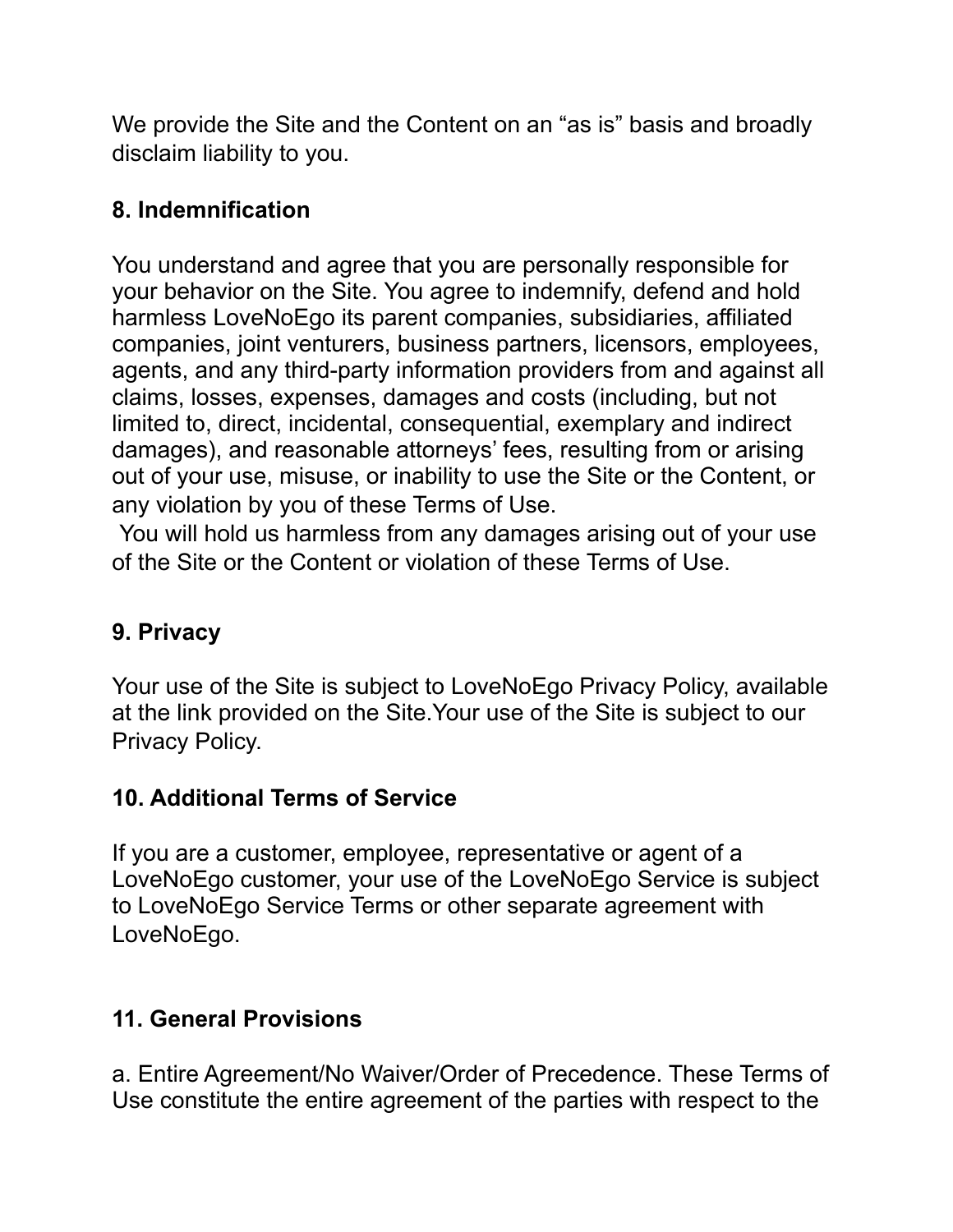We provide the Site and the Content on an “as is” basis and broadly disclaim liability to you.

## 8. Indemnification

You understand and agree that you are personally responsible for your behavior on the Site. You agree to indemnify, defend and hold harmless LoveNoEgo its parent companies, subsidiaries, affiliated companies, joint venturers, business partners, licensors, employees, agents, and any third-party information providers from and against all claims, losses, expenses, damages and costs (including, but not limited to, direct, incidental, consequential, exemplary and indirect damages), and reasonable attorneys’ fees, resulting from or arising out of your use, misuse, or inability to use the Site or the Content, or any violation by you of these Terms of Use.

You will hold us harmless from any damages arising out of your use of the Site or the Content or violation of these Terms of Use.

## 9. Privacy

Your use of the Site is subject to LoveNoEgo Privacy Policy, available at the link provided on the Site.Your use of the Site is subject to our Privacy Policy.

## 10. Additional Terms of Service

If you are a customer, employee, representative or agent of a LoveNoEgo customer, your use of the LoveNoEgo Service is subject to LoveNoEgo Service Terms or other separate agreement with LoveNoEgo.

## 11. General Provisions

a. Entire Agreement/No Waiver/Order of Precedence. These Terms of Use constitute the entire agreement of the parties with respect to the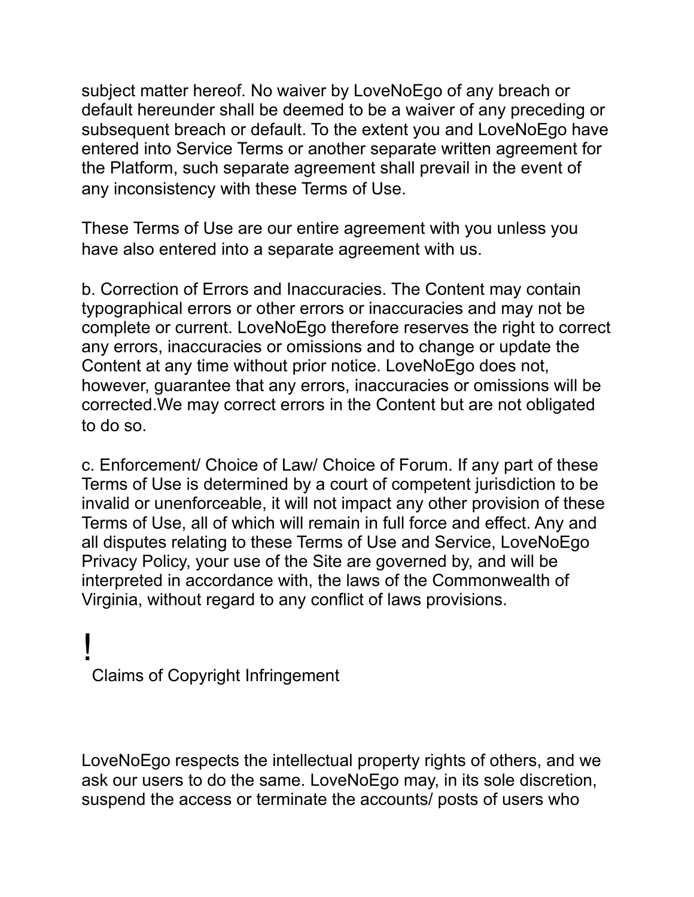subject matter hereof. No waiver by LoveNoEgo of any breach or default hereunder shall be deemed to be a waiver of any preceding or subsequent breach or default. To the extent you and LoveNoEgo have entered into Service Terms or another separate written agreement for the Platform, such separate agreement shall prevail in the event of any inconsistency with these Terms of Use.

These Terms of Use are our entire agreement with you unless you have also entered into a separate agreement with us.

b. Correction of Errors and Inaccuracies. The Content may contain typographical errors or other errors or inaccuracies and may not be complete or current. LoveNoEgo therefore reserves the right to correct any errors, inaccuracies or omissions and to change or update the Content at any time without prior notice. LoveNoEgo does not, however, guarantee that any errors, inaccuracies or omissions will be corrected.We may correct errors in the Content but are not obligated to do so.

c. Enforcement/ Choice of Law/ Choice of Forum. If any part of these Terms of Use is determined by a court of competent jurisdiction to be invalid or unenforceable, it will not impact any other provision of these Terms of Use, all of which will remain in full force and effect. Any and all disputes relating to these Terms of Use and Service, LoveNoEgo Privacy Policy, your use of the Site are governed by, and will be interpreted in accordance with, the laws of the Commonwealth of Virginia, without regard to any conflict of laws provisions.

!

## Claims of Copyright Infringement

LoveNoEgo respects the intellectual property rights of others, and we ask our users to do the same. LoveNoEgo may, in its sole discretion, suspend the access or terminate the accounts/ posts of users who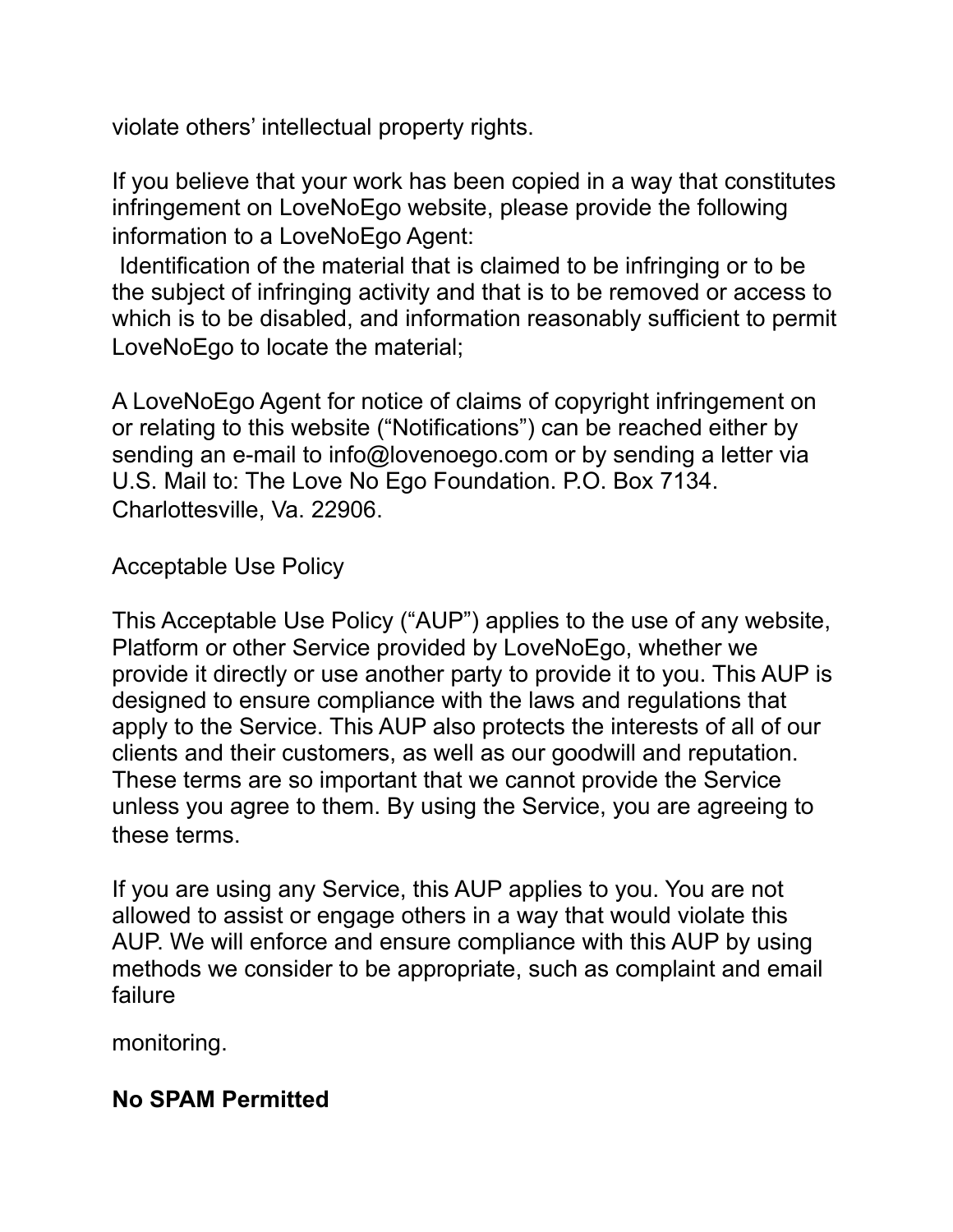violate others' intellectual property rights.

If you believe that your work has been copied in a way that constitutes infringement on LoveNoEgo website, please provide the following information to a LoveNoEgo Agent:

Identification of the material that is claimed to be infringing or to be the subject of infringing activity and that is to be removed or access to which is to be disabled, and information reasonably sufficient to permit LoveNoEgo to locate the material;

A LoveNoEgo Agent for notice of claims of copyright infringement on or relating to this website ("Notifications") can be reached either by sending an e-mail to info@lovenoego.com or by sending a letter via U.S. Mail to: The Love No Ego Foundation. P.O. Box 7134. Charlottesville, Va. 22906.

Acceptable Use Policy

This Acceptable Use Policy ("AUP") applies to the use of any website, Platform or other Service provided by LoveNoEgo, whether we provide it directly or use another party to provide it to you. This AUP is designed to ensure compliance with the laws and regulations that apply to the Service. This AUP also protects the interests of all of our clients and their customers, as well as our goodwill and reputation. These terms are so important that we cannot provide the Service unless you agree to them. By using the Service, you are agreeing to these terms.

If you are using any Service, this AUP applies to you. You are not allowed to assist or engage others in a way that would violate this AUP. We will enforce and ensure compliance with this AUP by using methods we consider to be appropriate, such as complaint and email failure

monitoring.

**No SPAM Permitted**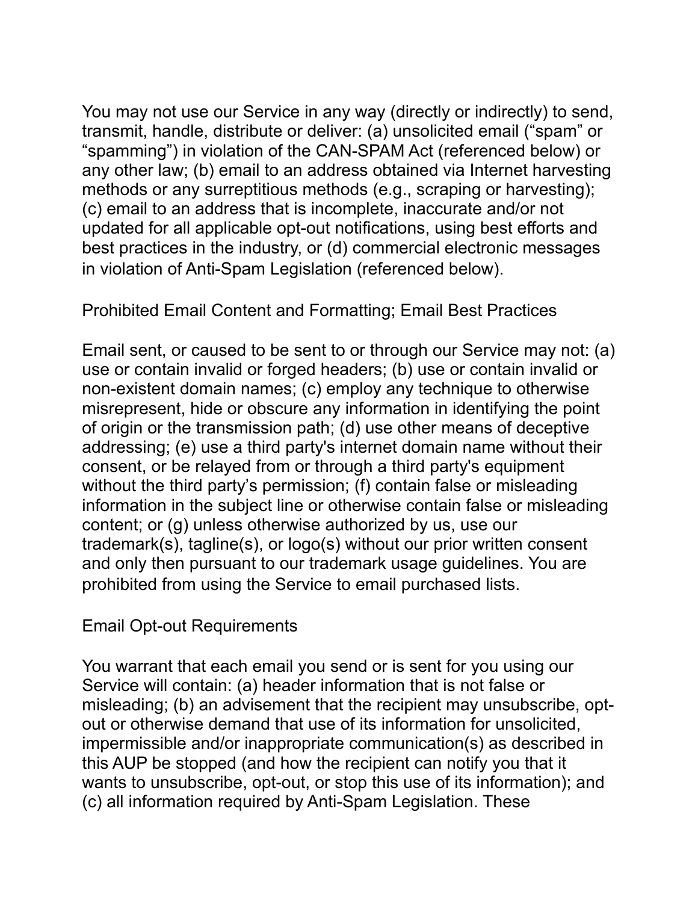You may not use our Service in any way (directly or indirectly) to send, transmit, handle, distribute or deliver: (a) unsolicited email ("spam" or "spamming") in violation of the CAN-SPAM Act (referenced below) or any other law; (b) email to an address obtained via Internet harvesting methods or any surreptitious methods (e.g., scraping or harvesting); (c) email to an address that is incomplete, inaccurate and/or not updated for all applicable opt-out notifications, using best efforts and best practices in the industry, or (d) commercial electronic messages in violation of Anti-Spam Legislation (referenced below).

## Prohibited Email Content and Formatting; Email Best Practices

Email sent, or caused to be sent to or through our Service may not: (a) use or contain invalid or forged headers; (b) use or contain invalid or non-existent domain names; (c) employ any technique to otherwise misrepresent, hide or obscure any information in identifying the point of origin or the transmission path; (d) use other means of deceptive addressing; (e) use a third party's internet domain name without their consent, or be relayed from or through a third party's equipment without the third party's permission; (f) contain false or misleading information in the subject line or otherwise contain false or misleading content; or (g) unless otherwise authorized by us, use our trademark(s), tagline(s), or logo(s) without our prior written consent and only then pursuant to our trademark usage guidelines. You are prohibited from using the Service to email purchased lists.

## Email Opt-out Requirements

You warrant that each email you send or is sent for you using our Service will contain: (a) header information that is not false or misleading; (b) an advisement that the recipient may unsubscribe, opt-out or otherwise demand that use of its information for unsolicited, impermissible and/or inappropriate communication(s) as described in this AUP be stopped (and how the recipient can notify you that it wants to unsubscribe, opt-out, or stop this use of its information); and (c) all information required by Anti-Spam Legislation. These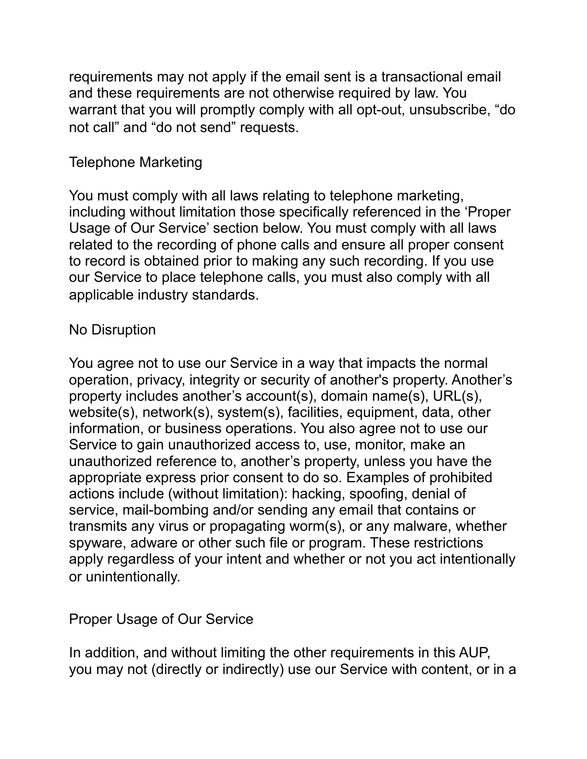requirements may not apply if the email sent is a transactional email and these requirements are not otherwise required by law. You warrant that you will promptly comply with all opt-out, unsubscribe, "do not call" and "do not send" requests.

## Telephone Marketing

You must comply with all laws relating to telephone marketing, including without limitation those specifically referenced in the 'Proper Usage of Our Service' section below. You must comply with all laws related to the recording of phone calls and ensure all proper consent to record is obtained prior to making any such recording. If you use our Service to place telephone calls, you must also comply with all applicable industry standards.

## No Disruption

You agree not to use our Service in a way that impacts the normal operation, privacy, integrity or security of another's property. Another's property includes another's account(s), domain name(s), URL(s), website(s), network(s), system(s), facilities, equipment, data, other information, or business operations. You also agree not to use our Service to gain unauthorized access to, use, monitor, make an unauthorized reference to, another's property, unless you have the appropriate express prior consent to do so. Examples of prohibited actions include (without limitation): hacking, spoofing, denial of service, mail-bombing and/or sending any email that contains or transmits any virus or propagating worm(s), or any malware, whether spyware, adware or other such file or program. These restrictions apply regardless of your intent and whether or not you act intentionally or unintentionally.

## Proper Usage of Our Service

In addition, and without limiting the other requirements in this AUP, you may not (directly or indirectly) use our Service with content, or in a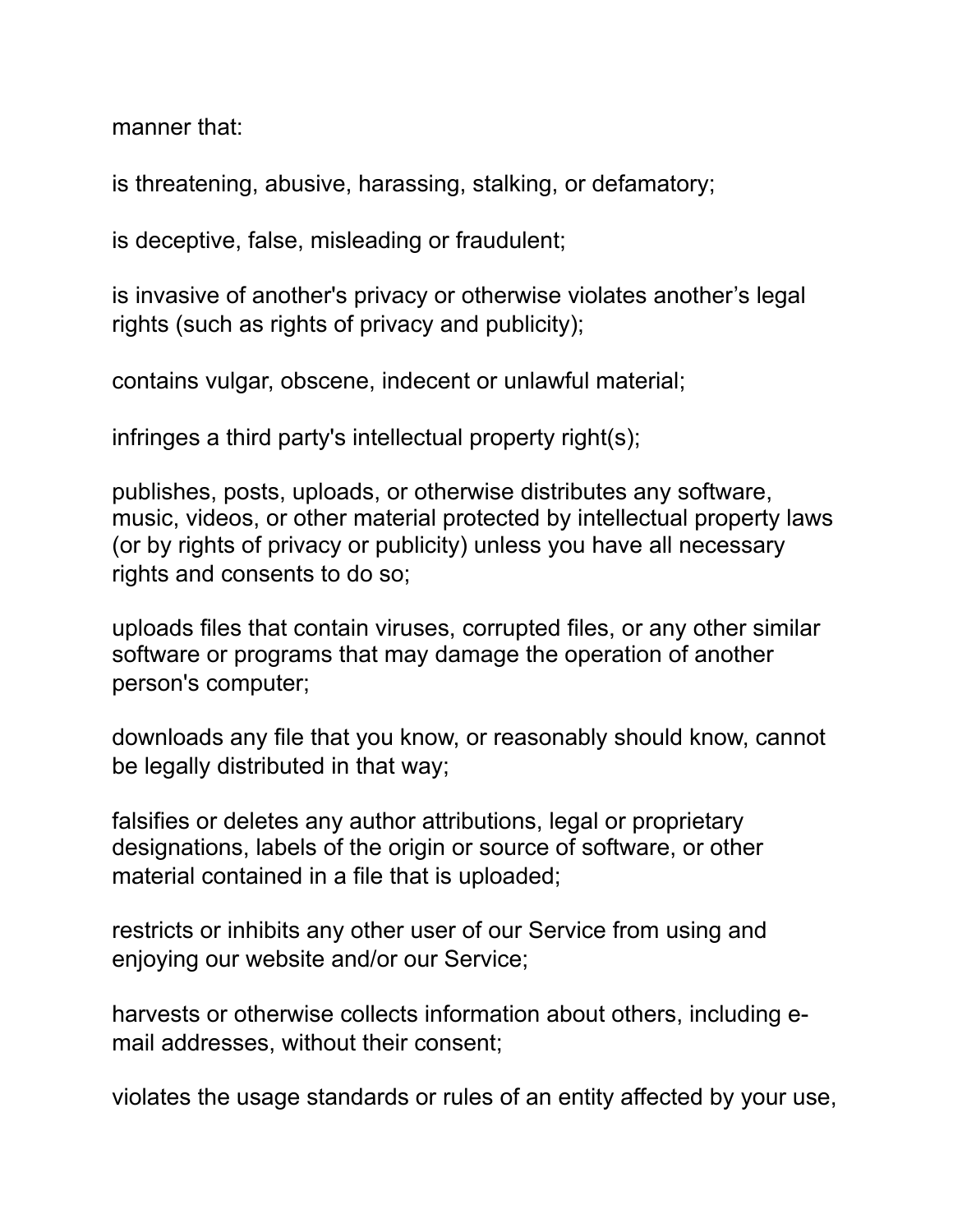manner that:

is threatening, abusive, harassing, stalking, or defamatory;

is deceptive, false, misleading or fraudulent;

is invasive of another's privacy or otherwise violates another's legal rights (such as rights of privacy and publicity);

contains vulgar, obscene, indecent or unlawful material;

infringes a third party's intellectual property right(s);

publishes, posts, uploads, or otherwise distributes any software, music, videos, or other material protected by intellectual property laws (or by rights of privacy or publicity) unless you have all necessary rights and consents to do so;

uploads files that contain viruses, corrupted files, or any other similar software or programs that may damage the operation of another person's computer;

downloads any file that you know, or reasonably should know, cannot be legally distributed in that way;

falsifies or deletes any author attributions, legal or proprietary designations, labels of the origin or source of software, or other material contained in a file that is uploaded;

restricts or inhibits any other user of our Service from using and enjoying our website and/or our Service;

harvests or otherwise collects information about others, including e-mail addresses, without their consent;

violates the usage standards or rules of an entity affected by your use,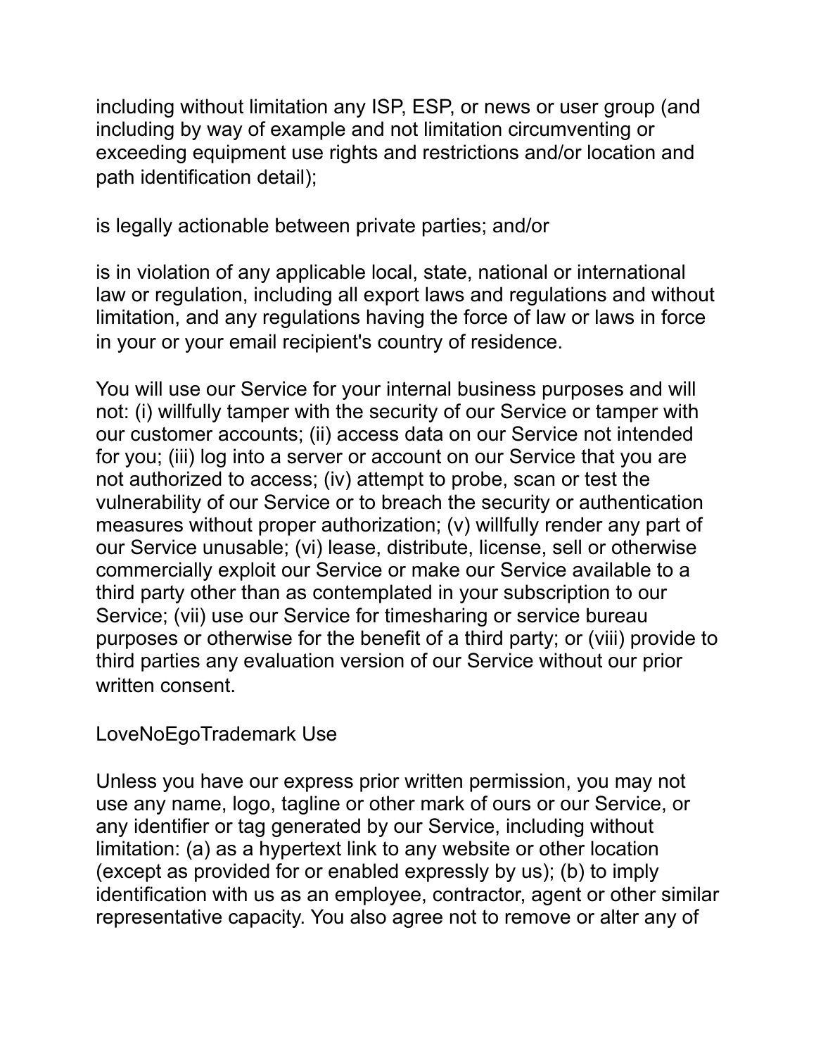including without limitation any ISP, ESP, or news or user group (and including by way of example and not limitation circumventing or exceeding equipment use rights and restrictions and/or location and path identification detail);

is legally actionable between private parties; and/or

is in violation of any applicable local, state, national or international law or regulation, including all export laws and regulations and without limitation, and any regulations having the force of law or laws in force in your or your email recipient's country of residence.

You will use our Service for your internal business purposes and will not: (i) willfully tamper with the security of our Service or tamper with our customer accounts; (ii) access data on our Service not intended for you; (iii) log into a server or account on our Service that you are not authorized to access; (iv) attempt to probe, scan or test the vulnerability of our Service or to breach the security or authentication measures without proper authorization; (v) willfully render any part of our Service unusable; (vi) lease, distribute, license, sell or otherwise commercially exploit our Service or make our Service available to a third party other than as contemplated in your subscription to our Service; (vii) use our Service for timesharing or service bureau purposes or otherwise for the benefit of a third party; or (viii) provide to third parties any evaluation version of our Service without our prior written consent.

LoveNoEgoTrademark Use

Unless you have our express prior written permission, you may not use any name, logo, tagline or other mark of ours or our Service, or any identifier or tag generated by our Service, including without limitation: (a) as a hypertext link to any website or other location (except as provided for or enabled expressly by us); (b) to imply identification with us as an employee, contractor, agent or other similar representative capacity. You also agree not to remove or alter any of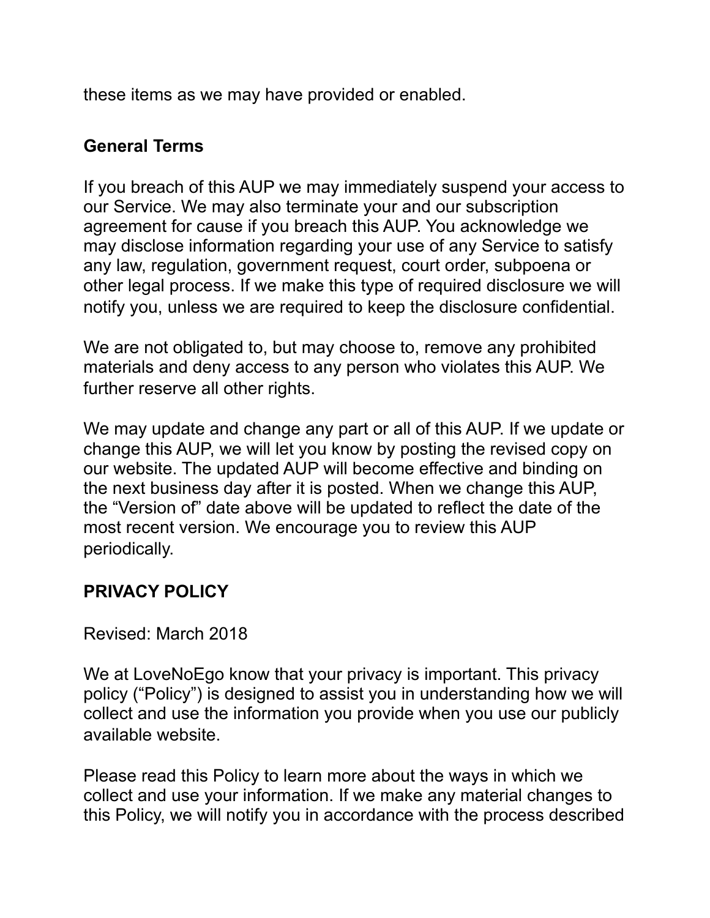these items as we may have provided or enabled.

## General Terms

If you breach of this AUP we may immediately suspend your access to our Service. We may also terminate your and our subscription agreement for cause if you breach this AUP. You acknowledge we may disclose information regarding your use of any Service to satisfy any law, regulation, government request, court order, subpoena or other legal process. If we make this type of required disclosure we will notify you, unless we are required to keep the disclosure confidential.

We are not obligated to, but may choose to, remove any prohibited materials and deny access to any person who violates this AUP. We further reserve all other rights.

We may update and change any part or all of this AUP. If we update or change this AUP, we will let you know by posting the revised copy on our website. The updated AUP will become effective and binding on the next business day after it is posted. When we change this AUP, the "Version of" date above will be updated to reflect the date of the most recent version. We encourage you to review this AUP periodically.

## PRIVACY POLICY

Revised: March 2018

We at LoveNoEgo know that your privacy is important. This privacy policy ("Policy") is designed to assist you in understanding how we will collect and use the information you provide when you use our publicly available website.

Please read this Policy to learn more about the ways in which we collect and use your information. If we make any material changes to this Policy, we will notify you in accordance with the process described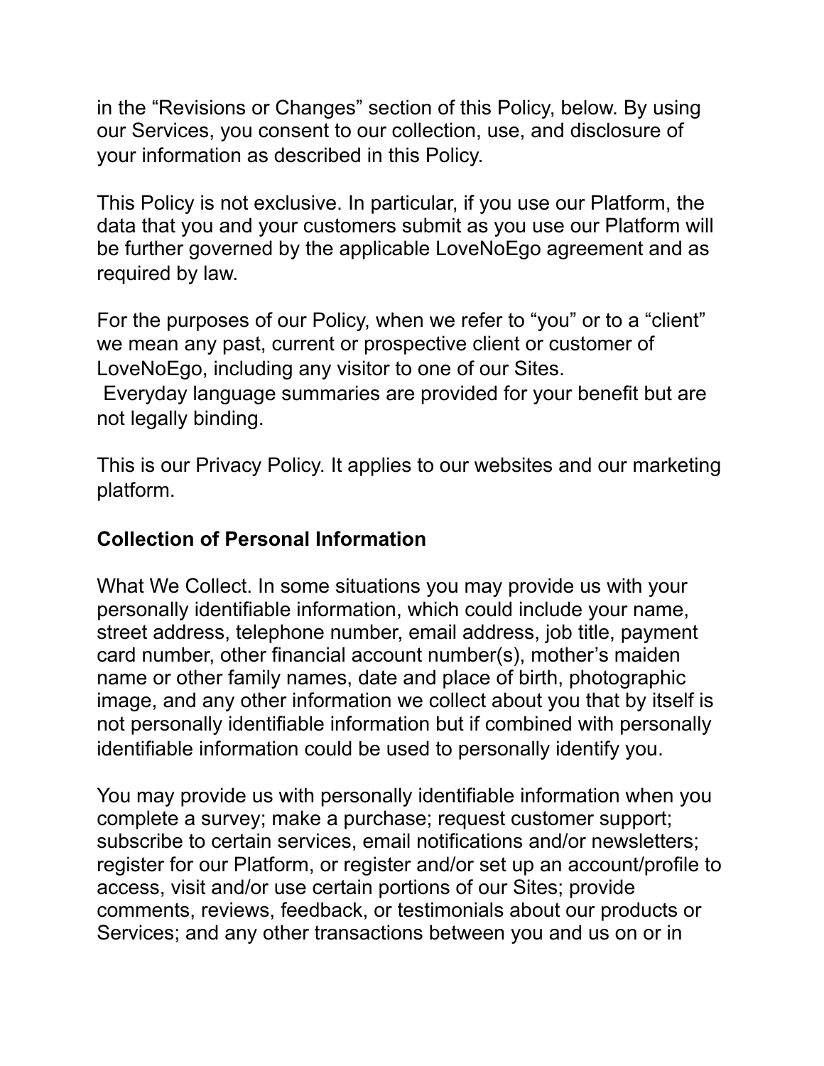in the “Revisions or Changes” section of this Policy, below. By using our Services, you consent to our collection, use, and disclosure of your information as described in this Policy.

This Policy is not exclusive. In particular, if you use our Platform, the data that you and your customers submit as you use our Platform will be further governed by the applicable LoveNoEgo agreement and as required by law.

For the purposes of our Policy, when we refer to “you” or to a “client” we mean any past, current or prospective client or customer of LoveNoEgo, including any visitor to one of our Sites.
Everyday language summaries are provided for your benefit but are not legally binding.

This is our Privacy Policy. It applies to our websites and our marketing platform.

**Collection of Personal Information**

What We Collect. In some situations you may provide us with your personally identifiable information, which could include your name, street address, telephone number, email address, job title, payment card number, other financial account number(s), mother’s maiden name or other family names, date and place of birth, photographic image, and any other information we collect about you that by itself is not personally identifiable information but if combined with personally identifiable information could be used to personally identify you.

You may provide us with personally identifiable information when you complete a survey; make a purchase; request customer support; subscribe to certain services, email notifications and/or newsletters; register for our Platform, or register and/or set up an account/profile to access, visit and/or use certain portions of our Sites; provide comments, reviews, feedback, or testimonials about our products or Services; and any other transactions between you and us on or in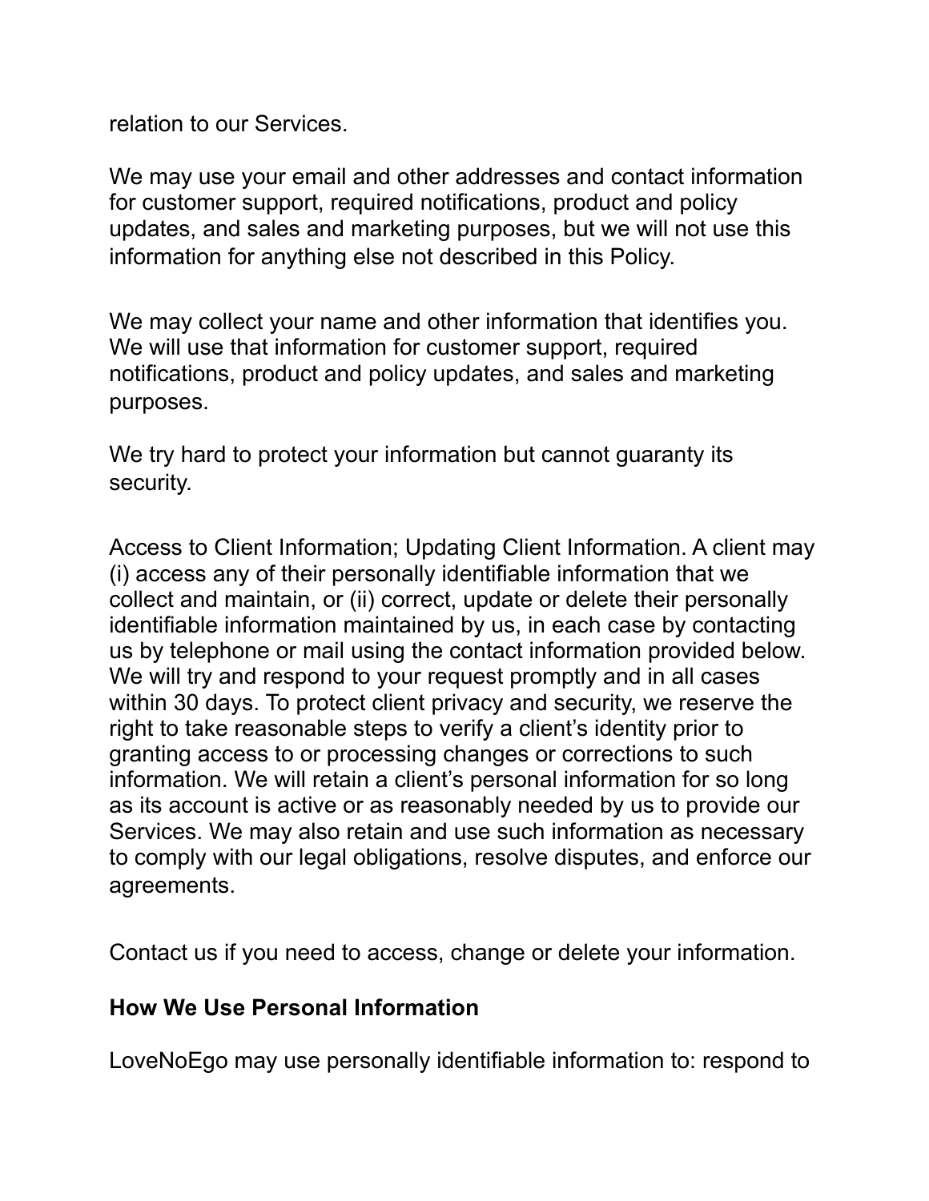relation to our Services.

We may use your email and other addresses and contact information for customer support, required notifications, product and policy updates, and sales and marketing purposes, but we will not use this information for anything else not described in this Policy.

We may collect your name and other information that identifies you. We will use that information for customer support, required notifications, product and policy updates, and sales and marketing purposes.

We try hard to protect your information but cannot guaranty its security.

Access to Client Information; Updating Client Information. A client may (i) access any of their personally identifiable information that we collect and maintain, or (ii) correct, update or delete their personally identifiable information maintained by us, in each case by contacting us by telephone or mail using the contact information provided below. We will try and respond to your request promptly and in all cases within 30 days. To protect client privacy and security, we reserve the right to take reasonable steps to verify a client's identity prior to granting access to or processing changes or corrections to such information. We will retain a client's personal information for so long as its account is active or as reasonably needed by us to provide our Services. We may also retain and use such information as necessary to comply with our legal obligations, resolve disputes, and enforce our agreements.

Contact us if you need to access, change or delete your information.

**How We Use Personal Information**

LoveNoEgo may use personally identifiable information to: respond to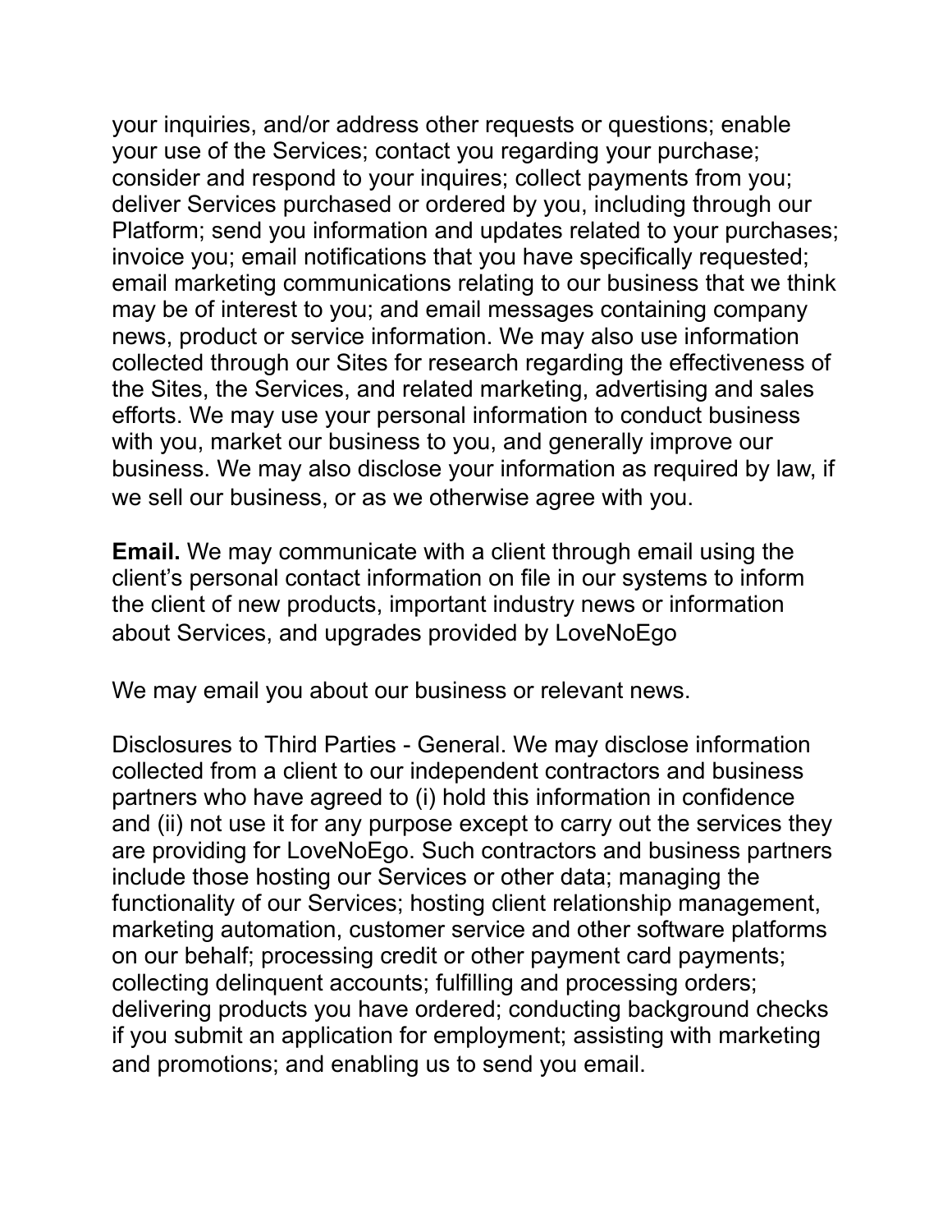your inquiries, and/or address other requests or questions; enable your use of the Services; contact you regarding your purchase; consider and respond to your inquires; collect payments from you; deliver Services purchased or ordered by you, including through our Platform; send you information and updates related to your purchases; invoice you; email notifications that you have specifically requested; email marketing communications relating to our business that we think may be of interest to you; and email messages containing company news, product or service information. We may also use information collected through our Sites for research regarding the effectiveness of the Sites, the Services, and related marketing, advertising and sales efforts. We may use your personal information to conduct business with you, market our business to you, and generally improve our business. We may also disclose your information as required by law, if we sell our business, or as we otherwise agree with you.

**Email.** We may communicate with a client through email using the client's personal contact information on file in our systems to inform the client of new products, important industry news or information about Services, and upgrades provided by LoveNoEgo

We may email you about our business or relevant news.

Disclosures to Third Parties - General. We may disclose information collected from a client to our independent contractors and business partners who have agreed to (i) hold this information in confidence and (ii) not use it for any purpose except to carry out the services they are providing for LoveNoEgo. Such contractors and business partners include those hosting our Services or other data; managing the functionality of our Services; hosting client relationship management, marketing automation, customer service and other software platforms on our behalf; processing credit or other payment card payments; collecting delinquent accounts; fulfilling and processing orders; delivering products you have ordered; conducting background checks if you submit an application for employment; assisting with marketing and promotions; and enabling us to send you email.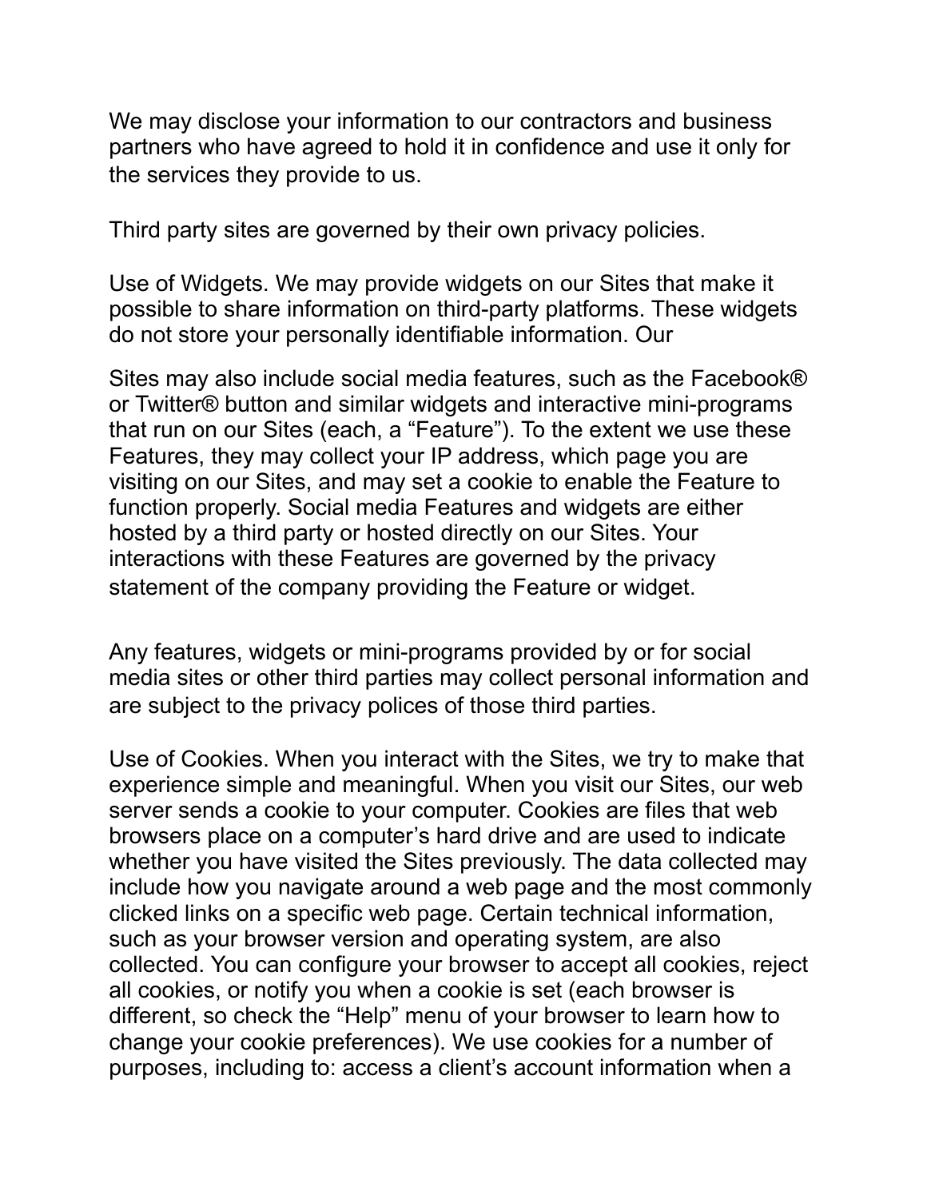We may disclose your information to our contractors and business partners who have agreed to hold it in confidence and use it only for the services they provide to us.

Third party sites are governed by their own privacy policies.

Use of Widgets. We may provide widgets on our Sites that make it possible to share information on third-party platforms. These widgets do not store your personally identifiable information. Our

Sites may also include social media features, such as the Facebook® or Twitter® button and similar widgets and interactive mini-programs that run on our Sites (each, a "Feature"). To the extent we use these Features, they may collect your IP address, which page you are visiting on our Sites, and may set a cookie to enable the Feature to function properly. Social media Features and widgets are either hosted by a third party or hosted directly on our Sites. Your interactions with these Features are governed by the privacy statement of the company providing the Feature or widget.

Any features, widgets or mini-programs provided by or for social media sites or other third parties may collect personal information and are subject to the privacy polices of those third parties.

Use of Cookies. When you interact with the Sites, we try to make that experience simple and meaningful. When you visit our Sites, our web server sends a cookie to your computer. Cookies are files that web browsers place on a computer's hard drive and are used to indicate whether you have visited the Sites previously. The data collected may include how you navigate around a web page and the most commonly clicked links on a specific web page. Certain technical information, such as your browser version and operating system, are also collected. You can configure your browser to accept all cookies, reject all cookies, or notify you when a cookie is set (each browser is different, so check the "Help" menu of your browser to learn how to change your cookie preferences). We use cookies for a number of purposes, including to: access a client's account information when a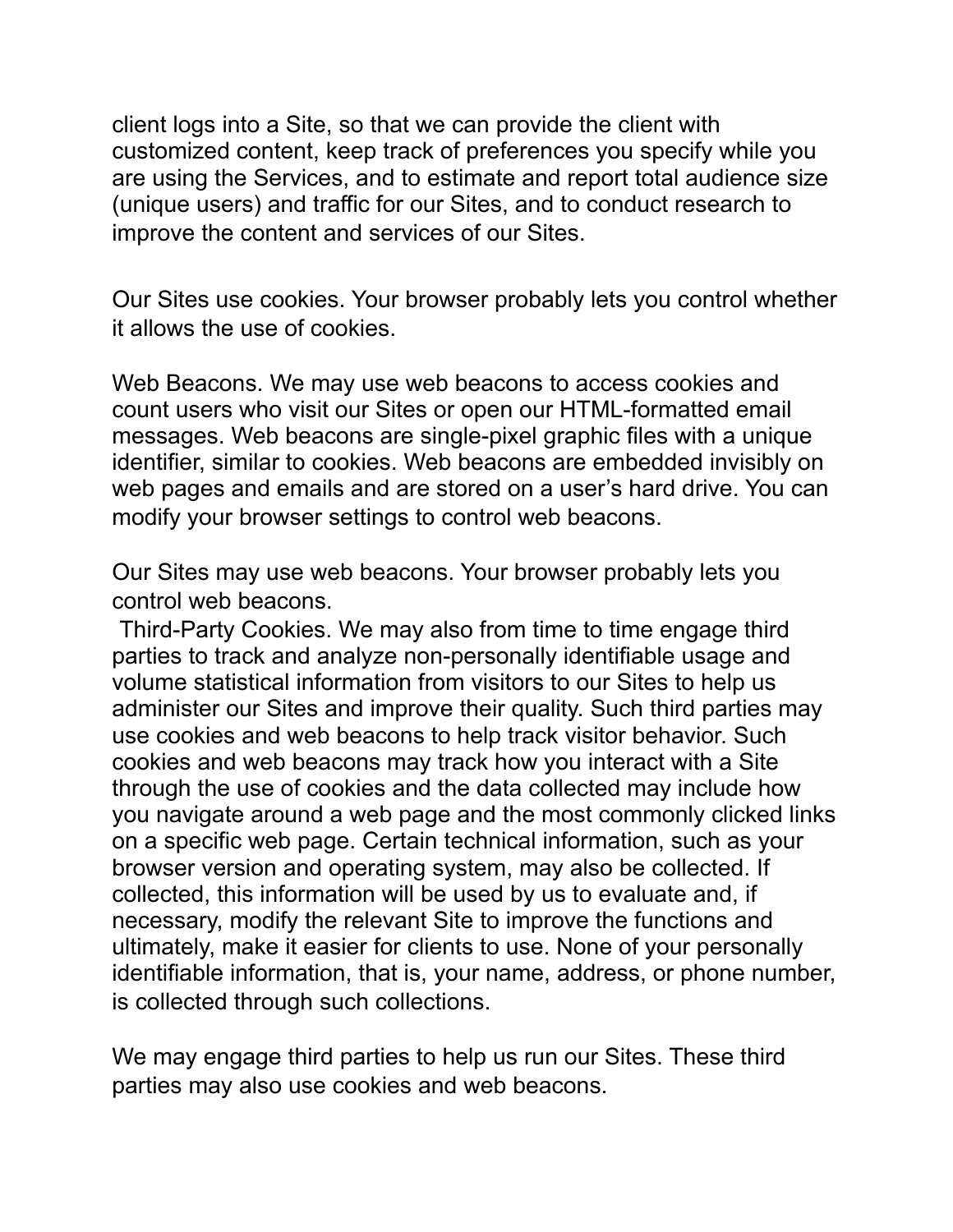client logs into a Site, so that we can provide the client with customized content, keep track of preferences you specify while you are using the Services, and to estimate and report total audience size (unique users) and traffic for our Sites, and to conduct research to improve the content and services of our Sites.

Our Sites use cookies. Your browser probably lets you control whether it allows the use of cookies.

Web Beacons. We may use web beacons to access cookies and count users who visit our Sites or open our HTML-formatted email messages. Web beacons are single-pixel graphic files with a unique identifier, similar to cookies. Web beacons are embedded invisibly on web pages and emails and are stored on a user's hard drive. You can modify your browser settings to control web beacons.

Our Sites may use web beacons. Your browser probably lets you control web beacons.

Third-Party Cookies. We may also from time to time engage third parties to track and analyze non-personally identifiable usage and volume statistical information from visitors to our Sites to help us administer our Sites and improve their quality. Such third parties may use cookies and web beacons to help track visitor behavior. Such cookies and web beacons may track how you interact with a Site through the use of cookies and the data collected may include how you navigate around a web page and the most commonly clicked links on a specific web page. Certain technical information, such as your browser version and operating system, may also be collected. If collected, this information will be used by us to evaluate and, if necessary, modify the relevant Site to improve the functions and ultimately, make it easier for clients to use. None of your personally identifiable information, that is, your name, address, or phone number, is collected through such collections.

We may engage third parties to help us run our Sites. These third parties may also use cookies and web beacons.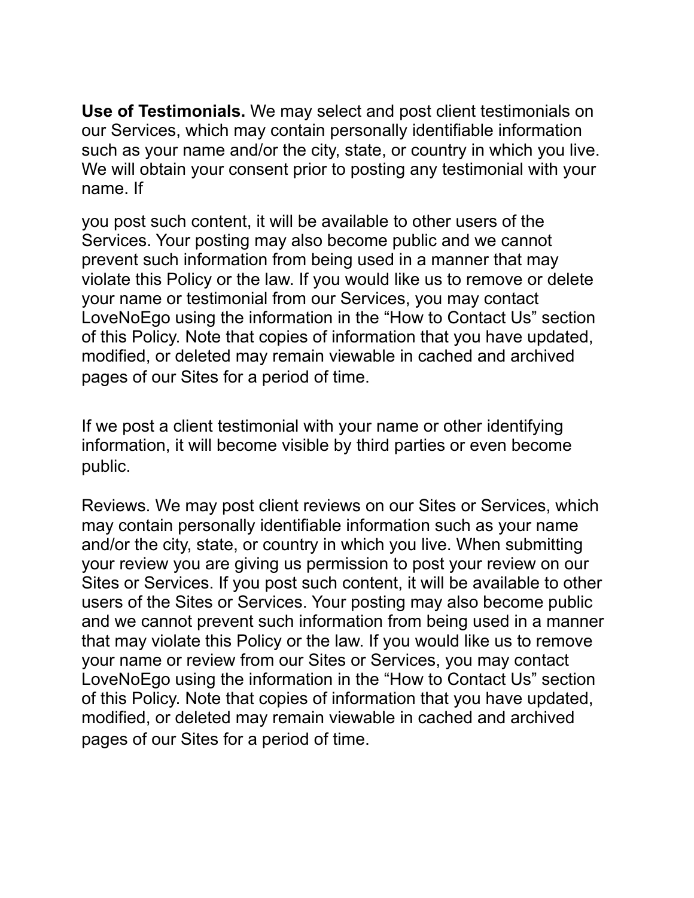**Use of Testimonials.** We may select and post client testimonials on our Services, which may contain personally identifiable information such as your name and/or the city, state, or country in which you live. We will obtain your consent prior to posting any testimonial with your name. If

you post such content, it will be available to other users of the Services. Your posting may also become public and we cannot prevent such information from being used in a manner that may violate this Policy or the law. If you would like us to remove or delete your name or testimonial from our Services, you may contact LoveNoEgo using the information in the "How to Contact Us" section of this Policy. Note that copies of information that you have updated, modified, or deleted may remain viewable in cached and archived pages of our Sites for a period of time.

If we post a client testimonial with your name or other identifying information, it will become visible by third parties or even become public.

Reviews. We may post client reviews on our Sites or Services, which may contain personally identifiable information such as your name and/or the city, state, or country in which you live. When submitting your review you are giving us permission to post your review on our Sites or Services. If you post such content, it will be available to other users of the Sites or Services. Your posting may also become public and we cannot prevent such information from being used in a manner that may violate this Policy or the law. If you would like us to remove your name or review from our Sites or Services, you may contact LoveNoEgo using the information in the "How to Contact Us" section of this Policy. Note that copies of information that you have updated, modified, or deleted may remain viewable in cached and archived pages of our Sites for a period of time.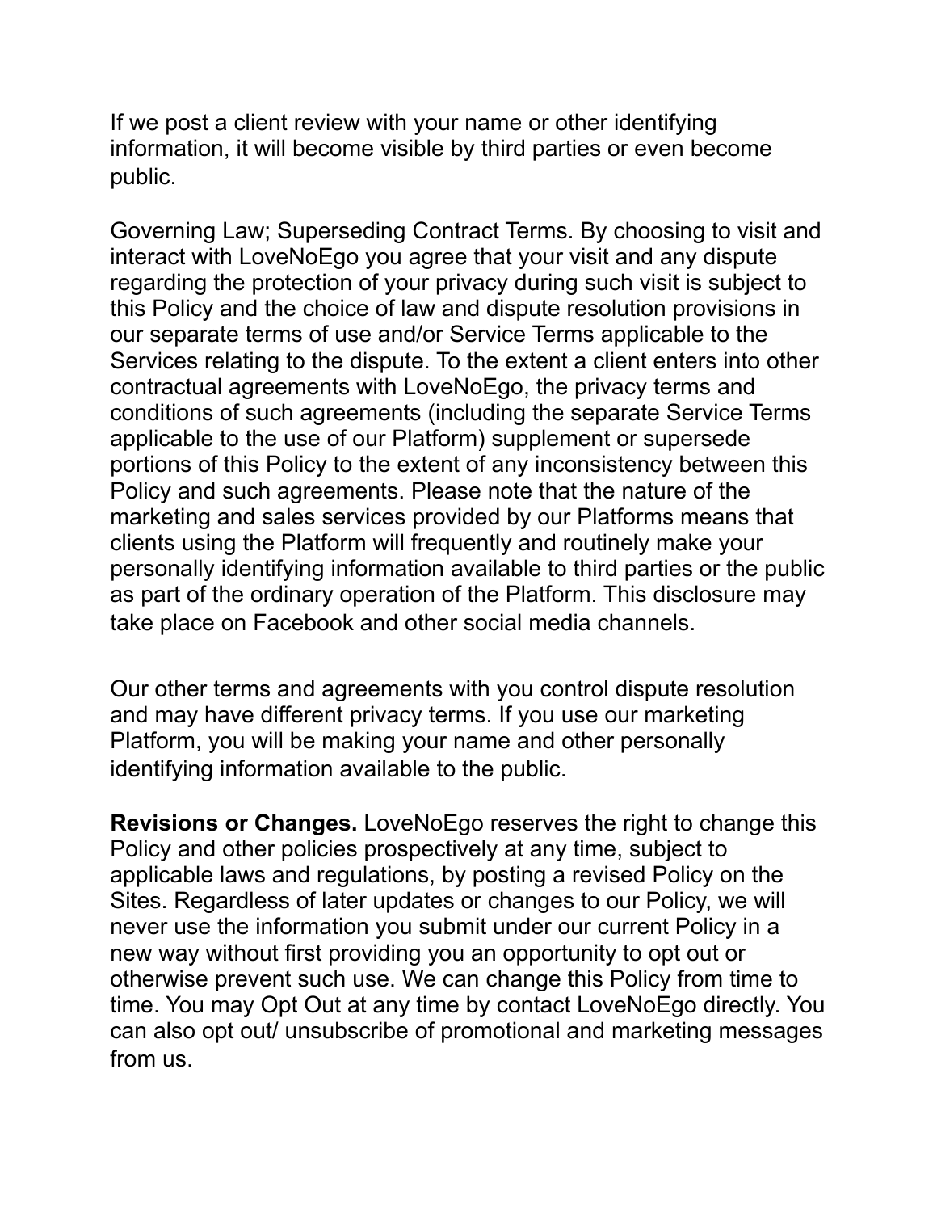If we post a client review with your name or other identifying information, it will become visible by third parties or even become public.

Governing Law; Superseding Contract Terms. By choosing to visit and interact with LoveNoEgo you agree that your visit and any dispute regarding the protection of your privacy during such visit is subject to this Policy and the choice of law and dispute resolution provisions in our separate terms of use and/or Service Terms applicable to the Services relating to the dispute. To the extent a client enters into other contractual agreements with LoveNoEgo, the privacy terms and conditions of such agreements (including the separate Service Terms applicable to the use of our Platform) supplement or supersede portions of this Policy to the extent of any inconsistency between this Policy and such agreements. Please note that the nature of the marketing and sales services provided by our Platforms means that clients using the Platform will frequently and routinely make your personally identifying information available to third parties or the public as part of the ordinary operation of the Platform. This disclosure may take place on Facebook and other social media channels.

Our other terms and agreements with you control dispute resolution and may have different privacy terms. If you use our marketing Platform, you will be making your name and other personally identifying information available to the public.

**Revisions or Changes.** LoveNoEgo reserves the right to change this Policy and other policies prospectively at any time, subject to applicable laws and regulations, by posting a revised Policy on the Sites. Regardless of later updates or changes to our Policy, we will never use the information you submit under our current Policy in a new way without first providing you an opportunity to opt out or otherwise prevent such use. We can change this Policy from time to time. You may Opt Out at any time by contact LoveNoEgo directly. You can also opt out/ unsubscribe of promotional and marketing messages from us.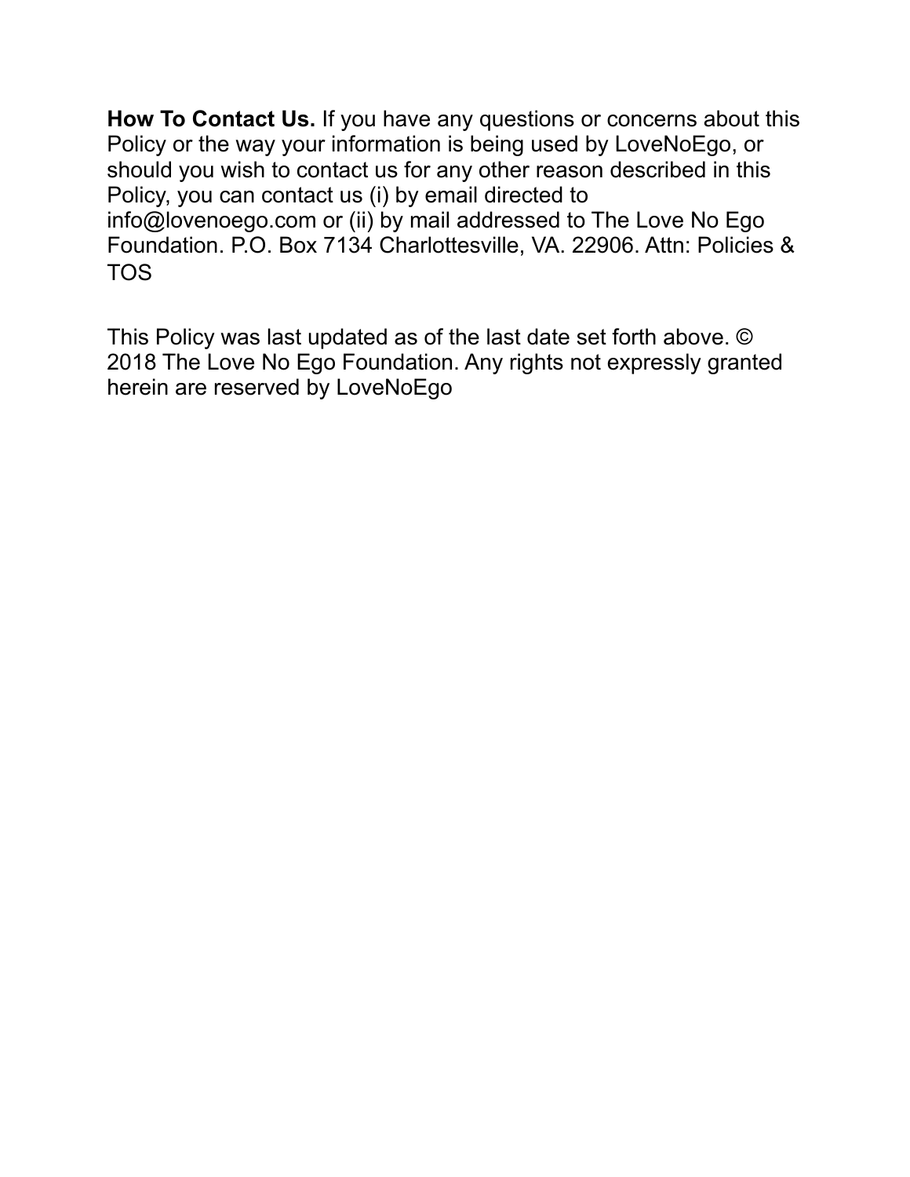**How To Contact Us.** If you have any questions or concerns about this Policy or the way your information is being used by LoveNoEgo, or should you wish to contact us for any other reason described in this Policy, you can contact us (i) by email directed to info@lovenoego.com or (ii) by mail addressed to The Love No Ego Foundation. P.O. Box 7134 Charlottesville, VA. 22906. Attn: Policies & TOS

This Policy was last updated as of the last date set forth above. © 2018 The Love No Ego Foundation. Any rights not expressly granted herein are reserved by LoveNoEgo